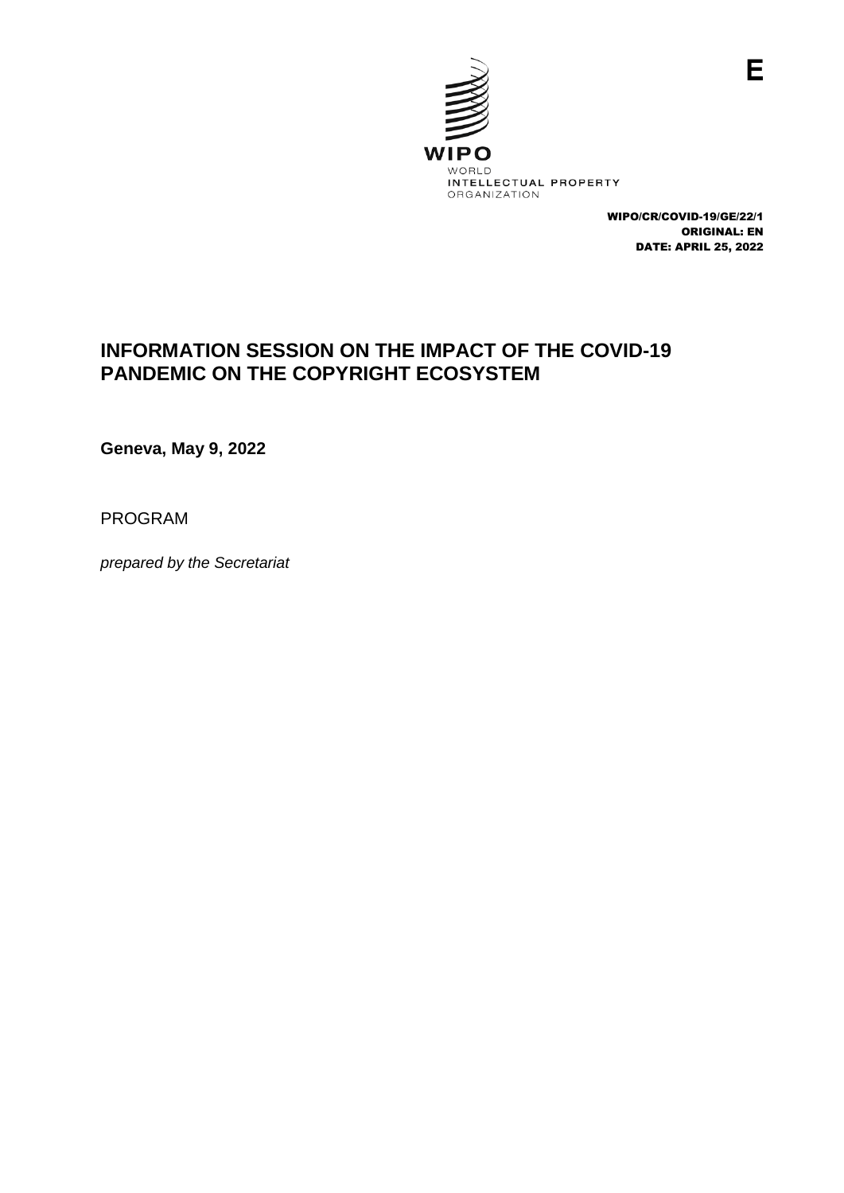E

WIPO

WORLD
INTELLECTUAL PROPERTY
ORGANIZATION

WIPO/CR/COVID-19/GE/22/1
ORIGINAL: EN
DATE: APRIL 25, 2022

# INFORMATION SESSION ON THE IMPACT OF THE COVID-19 PANDEMIC ON THE COPYRIGHT ECOSYSTEM

**Geneva, May 9, 2022**

PROGRAM

*prepared by the Secretariat*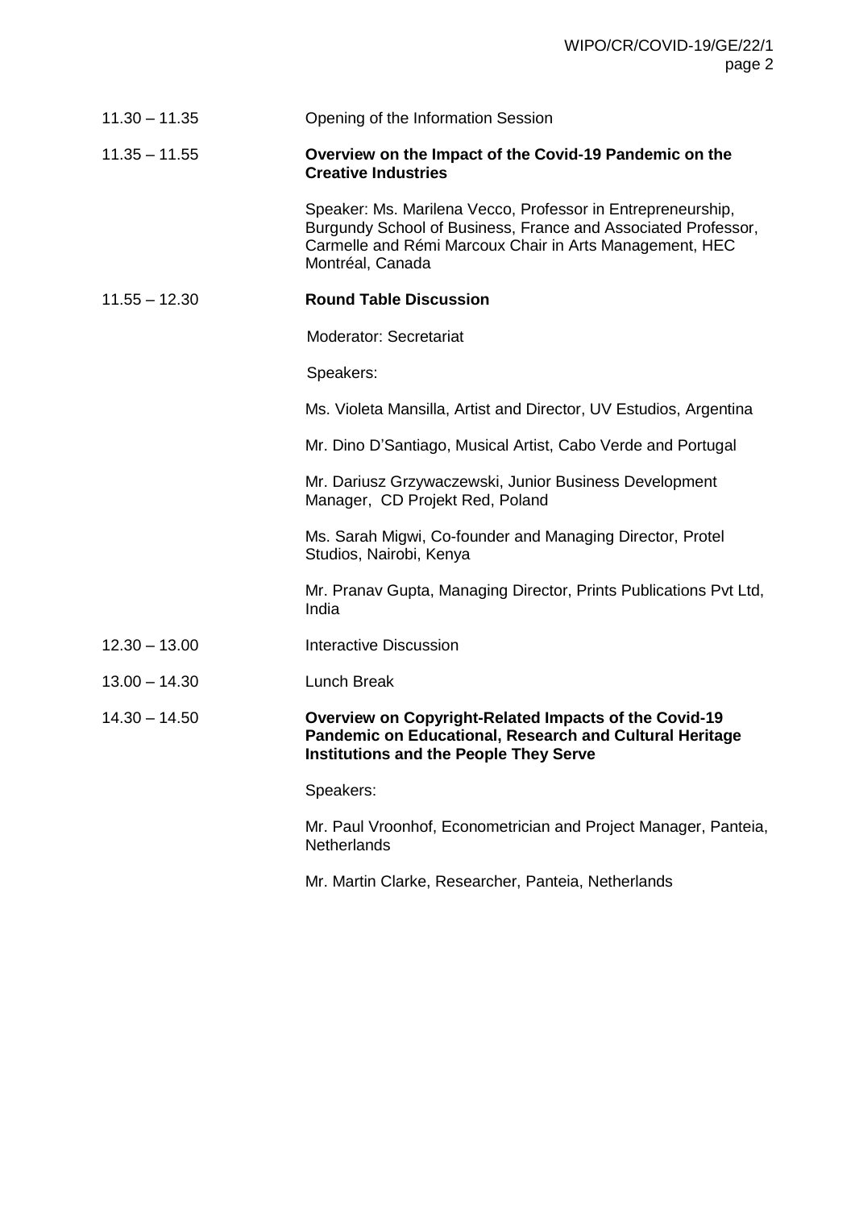| | |
|---|---|
| 11.30 – 11.35 | Opening of the Information Session |
| 11.35 – 11.55 | **Overview on the Impact of the Covid-19 Pandemic on the Creative Industries**<br><br>Speaker: Ms. Marilena Vecco, Professor in Entrepreneurship, Burgundy School of Business, France and Associated Professor, Carmelle and Rémi Marcoux Chair in Arts Management, HEC Montréal, Canada |
| 11.55 – 12.30 | **Round Table Discussion**<br><br>Moderator: Secretariat<br><br>Speakers:<br><br>Ms. Violeta Mansilla, Artist and Director, UV Estudios, Argentina<br><br>Mr. Dino D'Santiago, Musical Artist, Cabo Verde and Portugal<br><br>Mr. Dariusz Grzywaczewski, Junior Business Development Manager, CD Projekt Red, Poland<br><br>Ms. Sarah Migwi, Co-founder and Managing Director, Protel Studios, Nairobi, Kenya<br><br>Mr. Pranav Gupta, Managing Director, Prints Publications Pvt Ltd, India |
| 12.30 – 13.00 | Interactive Discussion |
| 13.00 – 14.30 | Lunch Break |
| 14.30 – 14.50 | **Overview on Copyright-Related Impacts of the Covid-19 Pandemic on Educational, Research and Cultural Heritage Institutions and the People They Serve**<br><br>Speakers:<br><br>Mr. Paul Vroonhof, Econometrician and Project Manager, Panteia, Netherlands<br><br>Mr. Martin Clarke, Researcher, Panteia, Netherlands |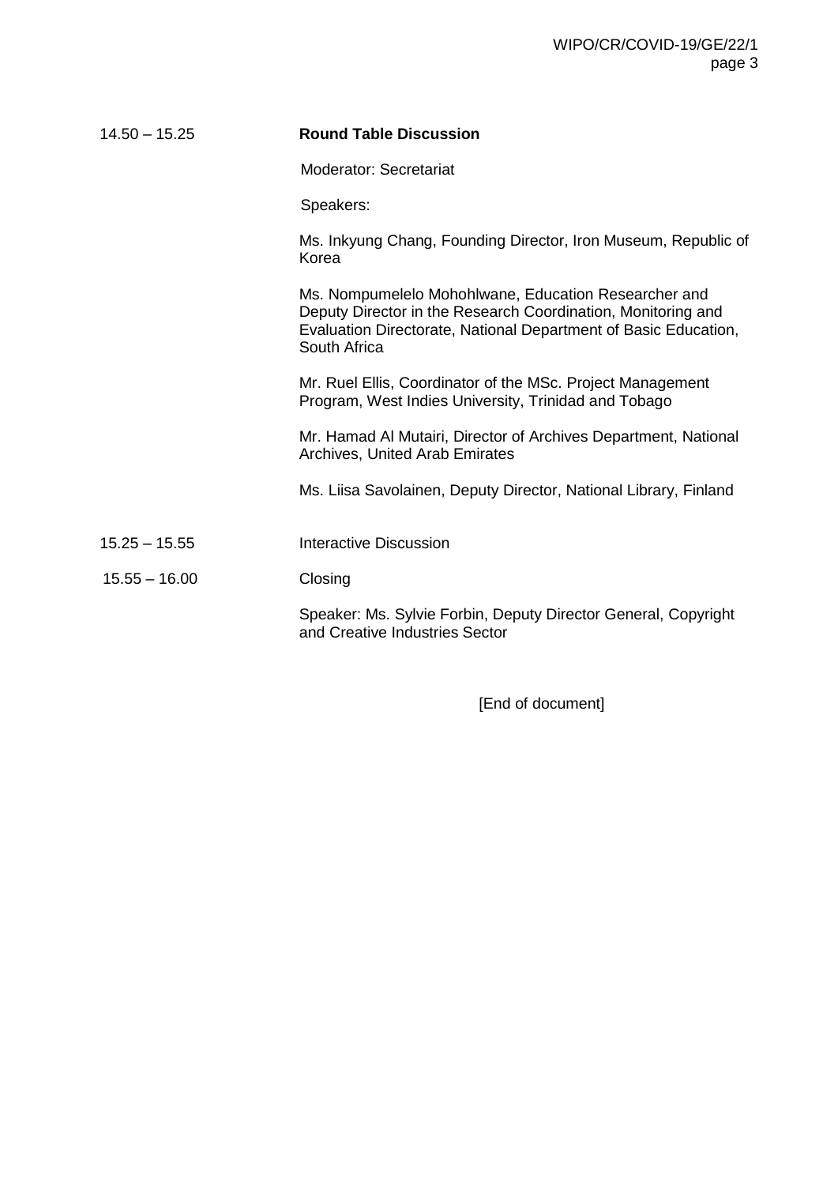14.50 – 15.25 **Round Table Discussion**

Moderator: Secretariat

Speakers:

Ms. Inkyung Chang, Founding Director, Iron Museum, Republic of Korea

Ms. Nompumelelo Mohohlwane, Education Researcher and Deputy Director in the Research Coordination, Monitoring and Evaluation Directorate, National Department of Basic Education, South Africa

Mr. Ruel Ellis, Coordinator of the MSc. Project Management Program, West Indies University, Trinidad and Tobago

Mr. Hamad Al Mutairi, Director of Archives Department, National Archives, United Arab Emirates

Ms. Liisa Savolainen, Deputy Director, National Library, Finland

15.25 – 15.55 Interactive Discussion

15.55 – 16.00 Closing

Speaker: Ms. Sylvie Forbin, Deputy Director General, Copyright and Creative Industries Sector

[End of document]